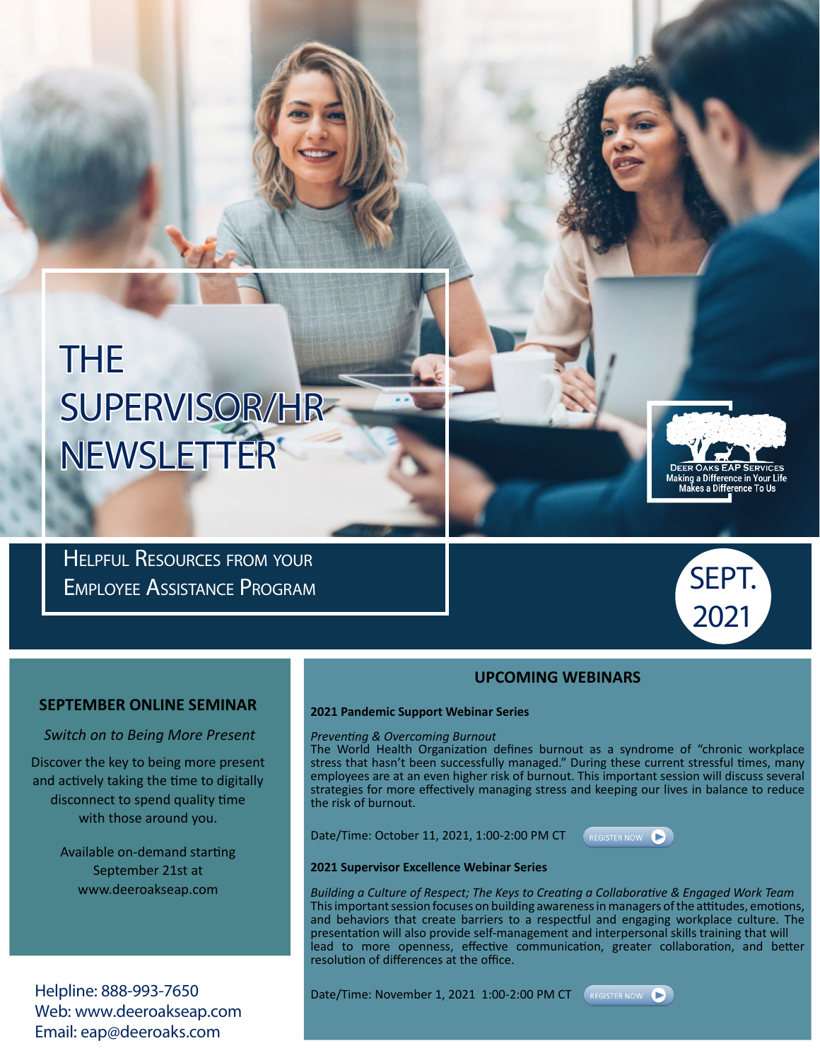# THE SUPERVISOR/HR NEWSLETTER

Deer Oaks EAP Services
Making a Difference in Your Life Makes a Difference To Us

HELPFUL RESOURCES FROM YOUR EMPLOYEE ASSISTANCE PROGRAM

SEPT. 2021

## SEPTEMBER ONLINE SEMINAR

*Switch on to Being More Present*

Discover the key to being more present and actively taking the time to digitally disconnect to spend quality time with those around you.

Available on-demand starting September 21st at www.deeroakseap.com

Helpline: 888-993-7650
Web: www.deeroakseap.com
Email: eap@deeroaks.com

## UPCOMING WEBINARS

**2021 Pandemic Support Webinar Series**

*Preventing & Overcoming Burnout*
The World Health Organization defines burnout as a syndrome of "chronic workplace stress that hasn't been successfully managed." During these current stressful times, many employees are at an even higher risk of burnout. This important session will discuss several strategies for more effectively managing stress and keeping our lives in balance to reduce the risk of burnout.

Date/Time: October 11, 2021, 1:00-2:00 PM CT

REGISTER NOW

**2021 Supervisor Excellence Webinar Series**

*Building a Culture of Respect; The Keys to Creating a Collaborative & Engaged Work Team*
This important session focuses on building awareness in managers of the attitudes, emotions, and behaviors that create barriers to a respectful and engaging workplace culture. The presentation will also provide self-management and interpersonal skills training that will lead to more openness, effective communication, greater collaboration, and better resolution of differences at the office.

Date/Time: November 1, 2021 1:00-2:00 PM CT

REGISTER NOW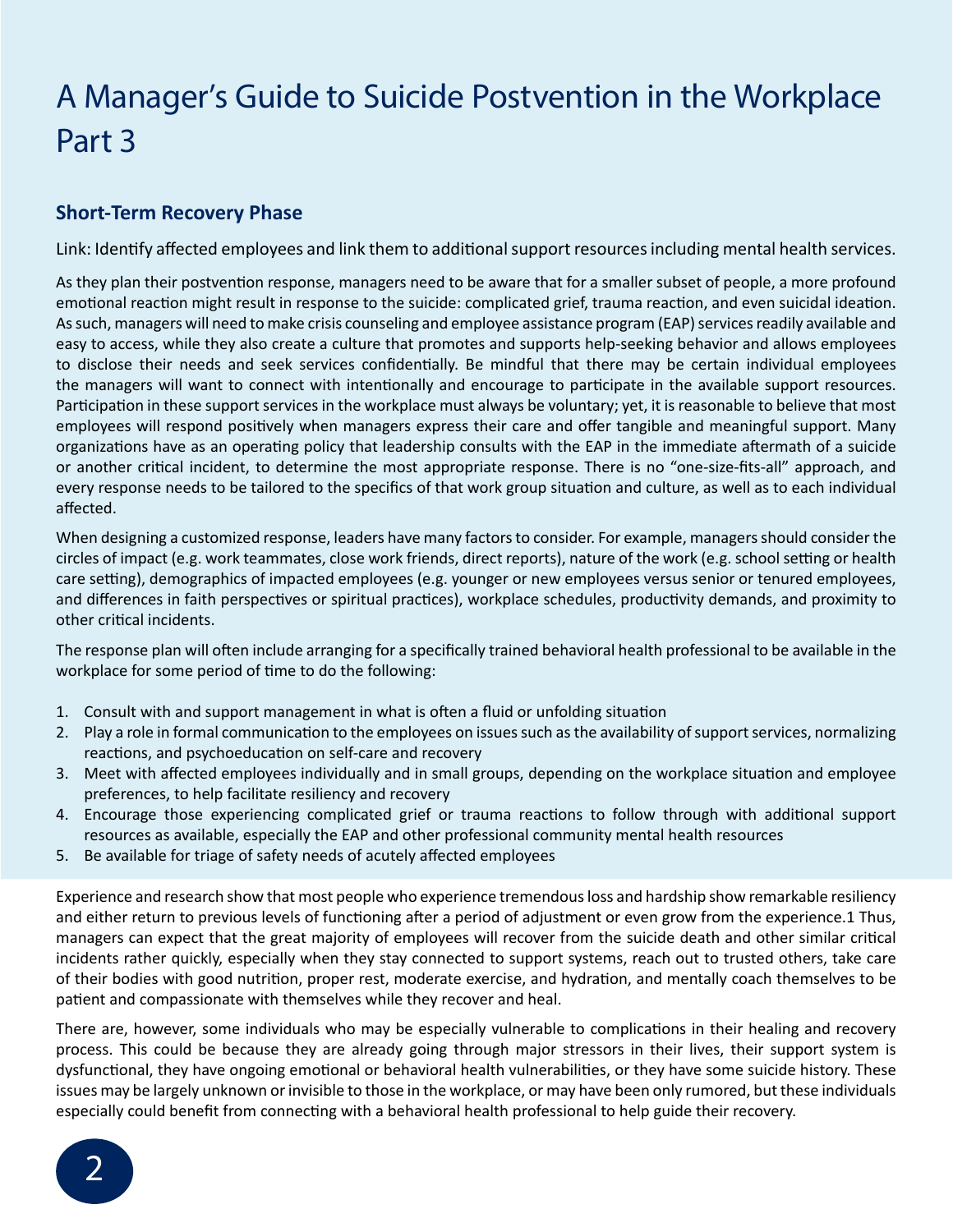# A Manager's Guide to Suicide Postvention in the Workplace Part 3

### Short-Term Recovery Phase

Link: Identify affected employees and link them to additional support resources including mental health services.

As they plan their postvention response, managers need to be aware that for a smaller subset of people, a more profound emotional reaction might result in response to the suicide: complicated grief, trauma reaction, and even suicidal ideation. As such, managers will need to make crisis counseling and employee assistance program (EAP) services readily available and easy to access, while they also create a culture that promotes and supports help-seeking behavior and allows employees to disclose their needs and seek services confidentially. Be mindful that there may be certain individual employees the managers will want to connect with intentionally and encourage to participate in the available support resources. Participation in these support services in the workplace must always be voluntary; yet, it is reasonable to believe that most employees will respond positively when managers express their care and offer tangible and meaningful support. Many organizations have as an operating policy that leadership consults with the EAP in the immediate aftermath of a suicide or another critical incident, to determine the most appropriate response. There is no "one-size-fits-all" approach, and every response needs to be tailored to the specifics of that work group situation and culture, as well as to each individual affected.

When designing a customized response, leaders have many factors to consider. For example, managers should consider the circles of impact (e.g. work teammates, close work friends, direct reports), nature of the work (e.g. school setting or health care setting), demographics of impacted employees (e.g. younger or new employees versus senior or tenured employees, and differences in faith perspectives or spiritual practices), workplace schedules, productivity demands, and proximity to other critical incidents.

The response plan will often include arranging for a specifically trained behavioral health professional to be available in the workplace for some period of time to do the following:

1. Consult with and support management in what is often a fluid or unfolding situation
2. Play a role in formal communication to the employees on issues such as the availability of support services, normalizing reactions, and psychoeducation on self-care and recovery
3. Meet with affected employees individually and in small groups, depending on the workplace situation and employee preferences, to help facilitate resiliency and recovery
4. Encourage those experiencing complicated grief or trauma reactions to follow through with additional support resources as available, especially the EAP and other professional community mental health resources
5. Be available for triage of safety needs of acutely affected employees

Experience and research show that most people who experience tremendous loss and hardship show remarkable resiliency and either return to previous levels of functioning after a period of adjustment or even grow from the experience.[1] Thus, managers can expect that the great majority of employees will recover from the suicide death and other similar critical incidents rather quickly, especially when they stay connected to support systems, reach out to trusted others, take care of their bodies with good nutrition, proper rest, moderate exercise, and hydration, and mentally coach themselves to be patient and compassionate with themselves while they recover and heal.

There are, however, some individuals who may be especially vulnerable to complications in their healing and recovery process. This could be because they are already going through major stressors in their lives, their support system is dysfunctional, they have ongoing emotional or behavioral health vulnerabilities, or they have some suicide history. These issues may be largely unknown or invisible to those in the workplace, or may have been only rumored, but these individuals especially could benefit from connecting with a behavioral health professional to help guide their recovery.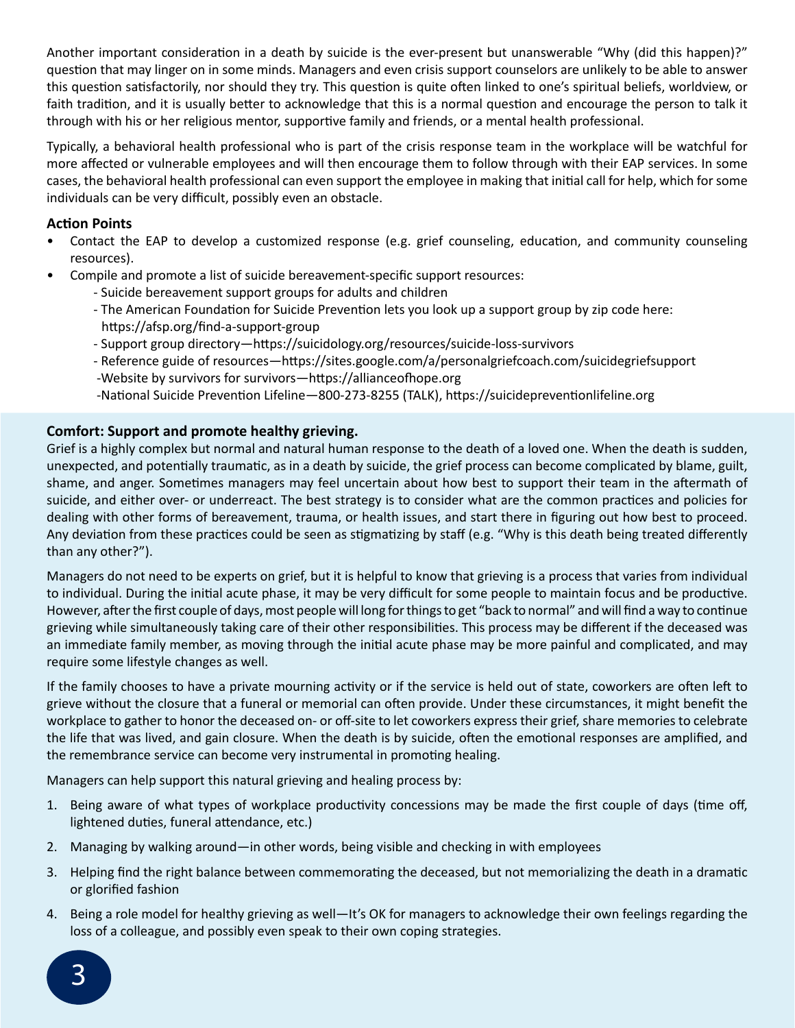Another important consideration in a death by suicide is the ever-present but unanswerable "Why (did this happen)?" question that may linger on in some minds. Managers and even crisis support counselors are unlikely to be able to answer this question satisfactorily, nor should they try. This question is quite often linked to one's spiritual beliefs, worldview, or faith tradition, and it is usually better to acknowledge that this is a normal question and encourage the person to talk it through with his or her religious mentor, supportive family and friends, or a mental health professional.

Typically, a behavioral health professional who is part of the crisis response team in the workplace will be watchful for more affected or vulnerable employees and will then encourage them to follow through with their EAP services. In some cases, the behavioral health professional can even support the employee in making that initial call for help, which for some individuals can be very difficult, possibly even an obstacle.

**Action Points**

- Contact the EAP to develop a customized response (e.g. grief counseling, education, and community counseling resources).
- Compile and promote a list of suicide bereavement-specific support resources:
  - Suicide bereavement support groups for adults and children
  - The American Foundation for Suicide Prevention lets you look up a support group by zip code here: https://afsp.org/find-a-support-group
  - Support group directory—https://suicidology.org/resources/suicide-loss-survivors
  - Reference guide of resources—https://sites.google.com/a/personalgriefcoach.com/suicidegriefsupport
  - Website by survivors for survivors—https://allianceofhope.org
  - National Suicide Prevention Lifeline—800-273-8255 (TALK), https://suicidepreventionlifeline.org

**Comfort: Support and promote healthy grieving.**

Grief is a highly complex but normal and natural human response to the death of a loved one. When the death is sudden, unexpected, and potentially traumatic, as in a death by suicide, the grief process can become complicated by blame, guilt, shame, and anger. Sometimes managers may feel uncertain about how best to support their team in the aftermath of suicide, and either over- or underreact. The best strategy is to consider what are the common practices and policies for dealing with other forms of bereavement, trauma, or health issues, and start there in figuring out how best to proceed. Any deviation from these practices could be seen as stigmatizing by staff (e.g. "Why is this death being treated differently than any other?").

Managers do not need to be experts on grief, but it is helpful to know that grieving is a process that varies from individual to individual. During the initial acute phase, it may be very difficult for some people to maintain focus and be productive. However, after the first couple of days, most people will long for things to get "back to normal" and will find a way to continue grieving while simultaneously taking care of their other responsibilities. This process may be different if the deceased was an immediate family member, as moving through the initial acute phase may be more painful and complicated, and may require some lifestyle changes as well.

If the family chooses to have a private mourning activity or if the service is held out of state, coworkers are often left to grieve without the closure that a funeral or memorial can often provide. Under these circumstances, it might benefit the workplace to gather to honor the deceased on- or off-site to let coworkers express their grief, share memories to celebrate the life that was lived, and gain closure. When the death is by suicide, often the emotional responses are amplified, and the remembrance service can become very instrumental in promoting healing.

Managers can help support this natural grieving and healing process by:

1. Being aware of what types of workplace productivity concessions may be made the first couple of days (time off, lightened duties, funeral attendance, etc.)
2. Managing by walking around—in other words, being visible and checking in with employees
3. Helping find the right balance between commemorating the deceased, but not memorializing the death in a dramatic or glorified fashion
4. Being a role model for healthy grieving as well—It's OK for managers to acknowledge their own feelings regarding the loss of a colleague, and possibly even speak to their own coping strategies.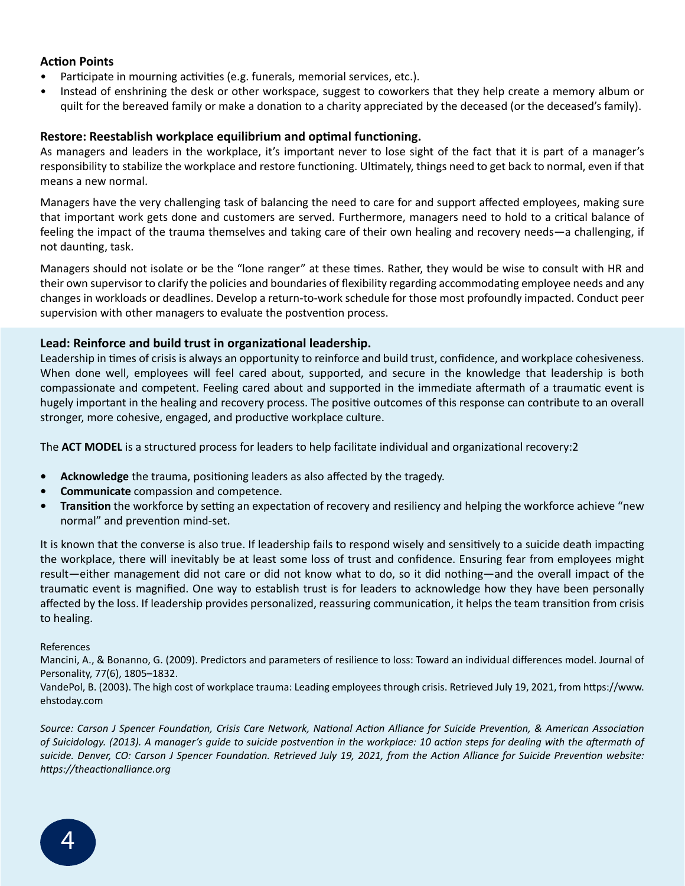**Action Points**

- Participate in mourning activities (e.g. funerals, memorial services, etc.).
- Instead of enshrining the desk or other workspace, suggest to coworkers that they help create a memory album or quilt for the bereaved family or make a donation to a charity appreciated by the deceased (or the deceased's family).

**Restore: Reestablish workplace equilibrium and optimal functioning.**

As managers and leaders in the workplace, it's important never to lose sight of the fact that it is part of a manager's responsibility to stabilize the workplace and restore functioning. Ultimately, things need to get back to normal, even if that means a new normal.

Managers have the very challenging task of balancing the need to care for and support affected employees, making sure that important work gets done and customers are served. Furthermore, managers need to hold to a critical balance of feeling the impact of the trauma themselves and taking care of their own healing and recovery needs—a challenging, if not daunting, task.

Managers should not isolate or be the "lone ranger" at these times. Rather, they would be wise to consult with HR and their own supervisor to clarify the policies and boundaries of flexibility regarding accommodating employee needs and any changes in workloads or deadlines. Develop a return-to-work schedule for those most profoundly impacted. Conduct peer supervision with other managers to evaluate the postvention process.

**Lead: Reinforce and build trust in organizational leadership.**

Leadership in times of crisis is always an opportunity to reinforce and build trust, confidence, and workplace cohesiveness. When done well, employees will feel cared about, supported, and secure in the knowledge that leadership is both compassionate and competent. Feeling cared about and supported in the immediate aftermath of a traumatic event is hugely important in the healing and recovery process. The positive outcomes of this response can contribute to an overall stronger, more cohesive, engaged, and productive workplace culture.

The **ACT MODEL** is a structured process for leaders to help facilitate individual and organizational recovery:2

- **Acknowledge** the trauma, positioning leaders as also affected by the tragedy.
- **Communicate** compassion and competence.
- **Transition** the workforce by setting an expectation of recovery and resiliency and helping the workforce achieve "new normal" and prevention mind-set.

It is known that the converse is also true. If leadership fails to respond wisely and sensitively to a suicide death impacting the workplace, there will inevitably be at least some loss of trust and confidence. Ensuring fear from employees might result—either management did not care or did not know what to do, so it did nothing—and the overall impact of the traumatic event is magnified. One way to establish trust is for leaders to acknowledge how they have been personally affected by the loss. If leadership provides personalized, reassuring communication, it helps the team transition from crisis to healing.

References

Mancini, A., & Bonanno, G. (2009). Predictors and parameters of resilience to loss: Toward an individual differences model. Journal of Personality, 77(6), 1805–1832.

VandePol, B. (2003). The high cost of workplace trauma: Leading employees through crisis. Retrieved July 19, 2021, from https://www.ehstoday.com

*Source: Carson J Spencer Foundation, Crisis Care Network, National Action Alliance for Suicide Prevention, & American Association of Suicidology. (2013). A manager's guide to suicide postvention in the workplace: 10 action steps for dealing with the aftermath of suicide. Denver, CO: Carson J Spencer Foundation. Retrieved July 19, 2021, from the Action Alliance for Suicide Prevention website: https://theactionalliance.org*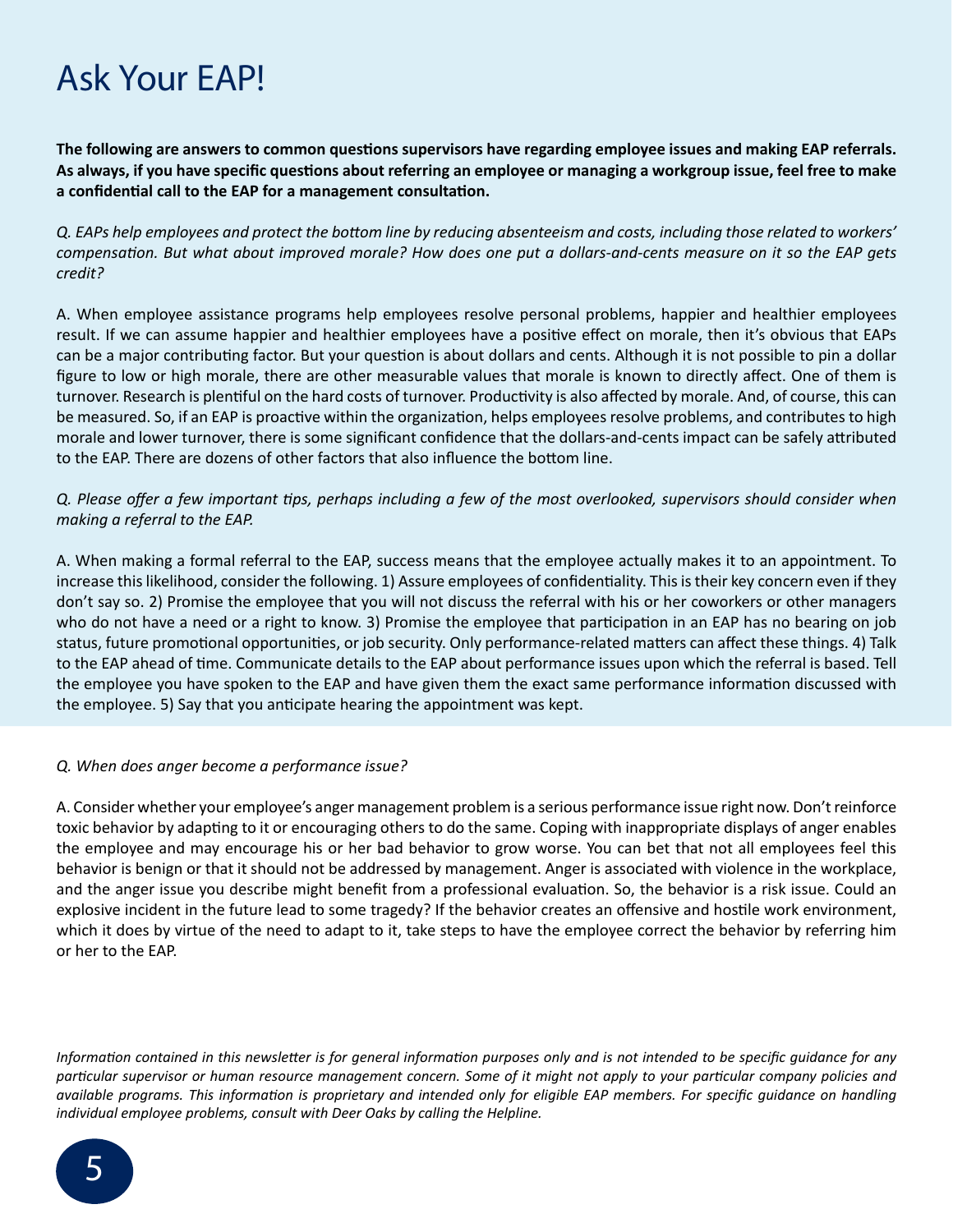# Ask Your EAP!

**The following are answers to common questions supervisors have regarding employee issues and making EAP referrals. As always, if you have specific questions about referring an employee or managing a workgroup issue, feel free to make a confidential call to the EAP for a management consultation.**

*Q. EAPs help employees and protect the bottom line by reducing absenteeism and costs, including those related to workers' compensation. But what about improved morale? How does one put a dollars-and-cents measure on it so the EAP gets credit?*

A. When employee assistance programs help employees resolve personal problems, happier and healthier employees result. If we can assume happier and healthier employees have a positive effect on morale, then it's obvious that EAPs can be a major contributing factor. But your question is about dollars and cents. Although it is not possible to pin a dollar figure to low or high morale, there are other measurable values that morale is known to directly affect. One of them is turnover. Research is plentiful on the hard costs of turnover. Productivity is also affected by morale. And, of course, this can be measured. So, if an EAP is proactive within the organization, helps employees resolve problems, and contributes to high morale and lower turnover, there is some significant confidence that the dollars-and-cents impact can be safely attributed to the EAP. There are dozens of other factors that also influence the bottom line.

*Q. Please offer a few important tips, perhaps including a few of the most overlooked, supervisors should consider when making a referral to the EAP.*

A. When making a formal referral to the EAP, success means that the employee actually makes it to an appointment. To increase this likelihood, consider the following. 1) Assure employees of confidentiality. This is their key concern even if they don't say so. 2) Promise the employee that you will not discuss the referral with his or her coworkers or other managers who do not have a need or a right to know. 3) Promise the employee that participation in an EAP has no bearing on job status, future promotional opportunities, or job security. Only performance-related matters can affect these things. 4) Talk to the EAP ahead of time. Communicate details to the EAP about performance issues upon which the referral is based. Tell the employee you have spoken to the EAP and have given them the exact same performance information discussed with the employee. 5) Say that you anticipate hearing the appointment was kept.

*Q. When does anger become a performance issue?*

A. Consider whether your employee's anger management problem is a serious performance issue right now. Don't reinforce toxic behavior by adapting to it or encouraging others to do the same. Coping with inappropriate displays of anger enables the employee and may encourage his or her bad behavior to grow worse. You can bet that not all employees feel this behavior is benign or that it should not be addressed by management. Anger is associated with violence in the workplace, and the anger issue you describe might benefit from a professional evaluation. So, the behavior is a risk issue. Could an explosive incident in the future lead to some tragedy? If the behavior creates an offensive and hostile work environment, which it does by virtue of the need to adapt to it, take steps to have the employee correct the behavior by referring him or her to the EAP.

*Information contained in this newsletter is for general information purposes only and is not intended to be specific guidance for any particular supervisor or human resource management concern. Some of it might not apply to your particular company policies and available programs. This information is proprietary and intended only for eligible EAP members. For specific guidance on handling individual employee problems, consult with Deer Oaks by calling the Helpline.*